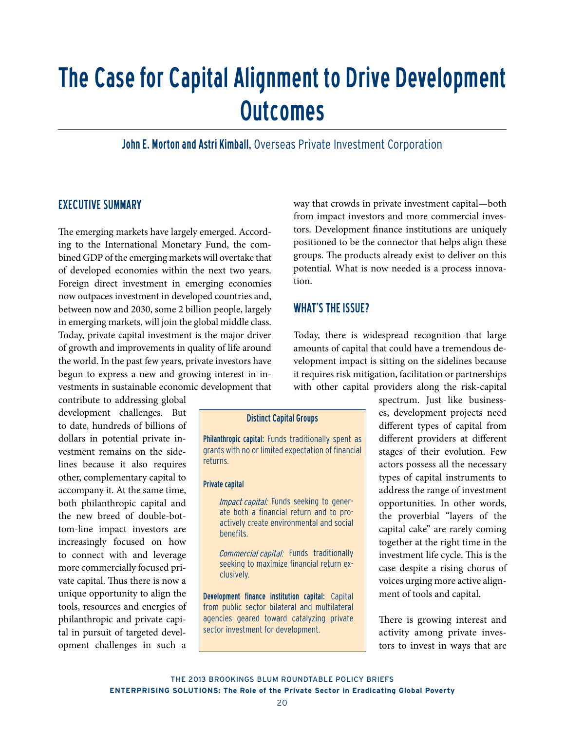# The Case for Capital Alignment to Drive Development Outcomes

**John E. Morton and Astri Kimball,** Overseas Private Investment Corporation

## EXECUTIVE SUMMARY

The emerging markets have largely emerged. According to the International Monetary Fund, the combined GDP of the emerging markets will overtake that of developed economies within the next two years. Foreign direct investment in emerging economies now outpaces investment in developed countries and, between now and 2030, some 2 billion people, largely in emerging markets, will join the global middle class. Today, private capital investment is the major driver of growth and improvements in quality of life around the world. In the past few years, private investors have begun to express a new and growing interest in investments in sustainable economic development that contribute to addressing global development challenges. But to date, hundreds of billions of dollars in potential private investment remains on the sidelines because it also requires other, complementary capital to accompany it. At the same time, both philanthropic capital and the new breed of double-bottom-line impact investors are increasingly focused on how to connect with and leverage more commercially focused private capital. Thus there is now a unique opportunity to align the tools, resources and energies of philanthropic and private capital in pursuit of targeted development challenges in such a way that crowds in private investment capital—both from impact investors and more commercial investors. Development finance institutions are uniquely positioned to be the connector that helps align these groups. The products already exist to deliver on this potential. What is now needed is a process innovation.

> **Distinct Capital Groups**
>
> **Philanthropic capital:** Funds traditionally spent as grants with no or limited expectation of financial returns.
>
> **Private capital**
>
> *Impact capital:* Funds seeking to generate both a financial return and to proactively create environmental and social benefits.
>
> *Commercial capital:* Funds traditionally seeking to maximize financial return exclusively.
>
> **Development finance institution capital:** Capital from public sector bilateral and multilateral agencies geared toward catalyzing private sector investment for development.

## WHAT'S THE ISSUE?

Today, there is widespread recognition that large amounts of capital that could have a tremendous development impact is sitting on the sidelines because it requires risk mitigation, facilitation or partnerships with other capital providers along the risk-capital spectrum. Just like businesses, development projects need different types of capital from different providers at different stages of their evolution. Few actors possess all the necessary types of capital instruments to address the range of investment opportunities. In other words, the proverbial "layers of the capital cake" are rarely coming together at the right time in the investment life cycle. This is the case despite a rising chorus of voices urging more active alignment of tools and capital.

There is growing interest and activity among private investors to invest in ways that are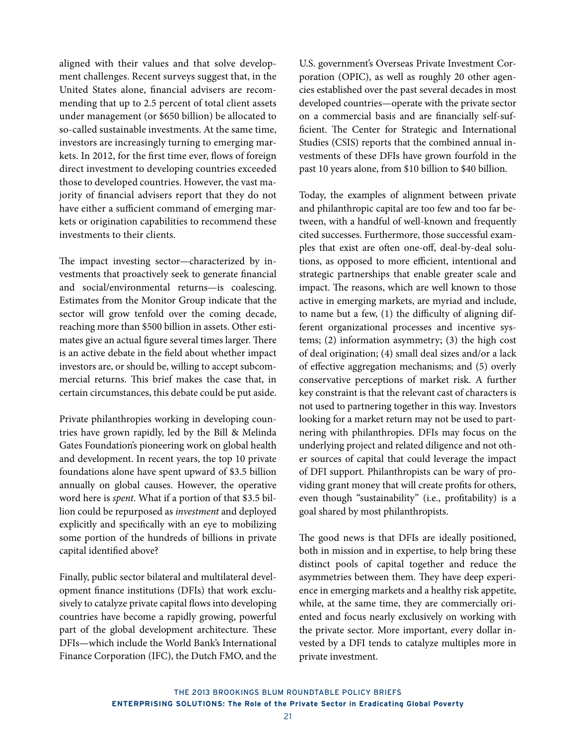aligned with their values and that solve development challenges. Recent surveys suggest that, in the United States alone, financial advisers are recommending that up to 2.5 percent of total client assets under management (or $650 billion) be allocated to so-called sustainable investments. At the same time, investors are increasingly turning to emerging markets. In 2012, for the first time ever, flows of foreign direct investment to developing countries exceeded those to developed countries. However, the vast majority of financial advisers report that they do not have either a sufficient command of emerging markets or origination capabilities to recommend these investments to their clients.

The impact investing sector—characterized by investments that proactively seek to generate financial and social/environmental returns—is coalescing. Estimates from the Monitor Group indicate that the sector will grow tenfold over the coming decade, reaching more than $500 billion in assets. Other estimates give an actual figure several times larger. There is an active debate in the field about whether impact investors are, or should be, willing to accept subcommercial returns. This brief makes the case that, in certain circumstances, this debate could be put aside.

Private philanthropies working in developing countries have grown rapidly, led by the Bill & Melinda Gates Foundation's pioneering work on global health and development. In recent years, the top 10 private foundations alone have spent upward of $3.5 billion annually on global causes. However, the operative word here is *spent*. What if a portion of that $3.5 billion could be repurposed as *investment* and deployed explicitly and specifically with an eye to mobilizing some portion of the hundreds of billions in private capital identified above?

Finally, public sector bilateral and multilateral development finance institutions (DFIs) that work exclusively to catalyze private capital flows into developing countries have become a rapidly growing, powerful part of the global development architecture. These DFIs—which include the World Bank's International Finance Corporation (IFC), the Dutch FMO, and the U.S. government's Overseas Private Investment Corporation (OPIC), as well as roughly 20 other agencies established over the past several decades in most developed countries—operate with the private sector on a commercial basis and are financially self-sufficient. The Center for Strategic and International Studies (CSIS) reports that the combined annual investments of these DFIs have grown fourfold in the past 10 years alone, from $10 billion to $40 billion.

Today, the examples of alignment between private and philanthropic capital are too few and too far between, with a handful of well-known and frequently cited successes. Furthermore, those successful examples that exist are often one-off, deal-by-deal solutions, as opposed to more efficient, intentional and strategic partnerships that enable greater scale and impact. The reasons, which are well known to those active in emerging markets, are myriad and include, to name but a few, (1) the difficulty of aligning different organizational processes and incentive systems; (2) information asymmetry; (3) the high cost of deal origination; (4) small deal sizes and/or a lack of effective aggregation mechanisms; and (5) overly conservative perceptions of market risk. A further key constraint is that the relevant cast of characters is not used to partnering together in this way. Investors looking for a market return may not be used to partnering with philanthropies. DFIs may focus on the underlying project and related diligence and not other sources of capital that could leverage the impact of DFI support. Philanthropists can be wary of providing grant money that will create profits for others, even though "sustainability" (i.e., profitability) is a goal shared by most philanthropists.

The good news is that DFIs are ideally positioned, both in mission and in expertise, to help bring these distinct pools of capital together and reduce the asymmetries between them. They have deep experience in emerging markets and a healthy risk appetite, while, at the same time, they are commercially oriented and focus nearly exclusively on working with the private sector. More important, every dollar invested by a DFI tends to catalyze multiples more in private investment.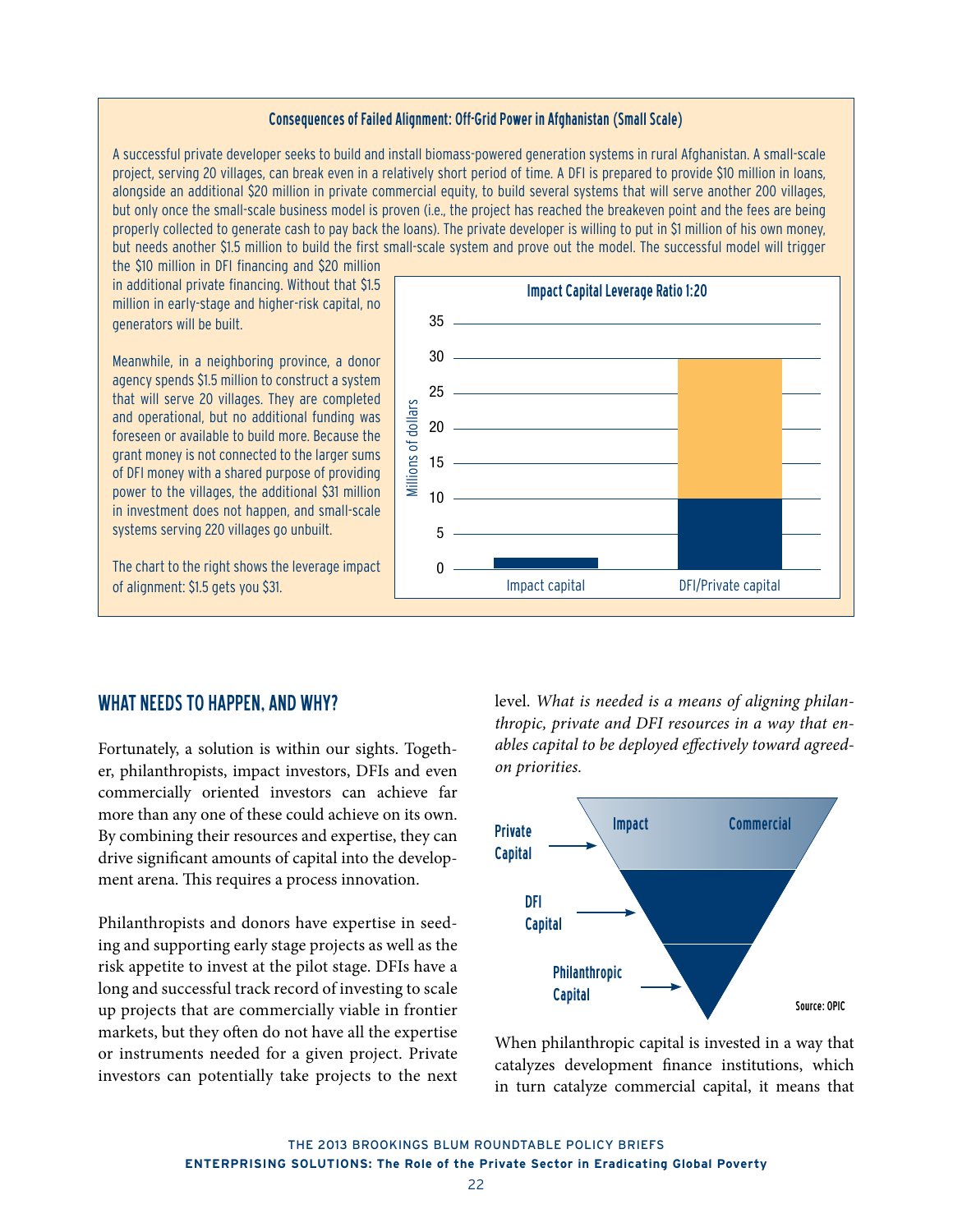### Consequences of Failed Alignment: Off-Grid Power in Afghanistan (Small Scale)

A successful private developer seeks to build and install biomass-powered generation systems in rural Afghanistan. A small-scale project, serving 20 villages, can break even in a relatively short period of time. A DFI is prepared to provide $10 million in loans, alongside an additional $20 million in private commercial equity, to build several systems that will serve another 200 villages, but only once the small-scale business model is proven (i.e., the project has reached the breakeven point and the fees are being properly collected to generate cash to pay back the loans). The private developer is willing to put in $1 million of his own money, but needs another $1.5 million to build the first small-scale system and prove out the model. The successful model will trigger the $10 million in DFI financing and $20 million in additional private financing. Without that $1.5 million in early-stage and higher-risk capital, no generators will be built.

Meanwhile, in a neighboring province, a donor agency spends $1.5 million to construct a system that will serve 20 villages. They are completed and operational, but no additional funding was foreseen or available to build more. Because the grant money is not connected to the larger sums of DFI money with a shared purpose of providing power to the villages, the additional $31 million in investment does not happen, and small-scale systems serving 220 villages go unbuilt.

The chart to the right shows the leverage impact of alignment: $1.5 gets you $31.

**Impact Capital Leverage Ratio 1:20**

| | Impact capital | DFI/Private capital |
|---|---|---|
| Millions of dollars | 1.5 | 10 (DFI) + 20 (Private) = 30 |

## WHAT NEEDS TO HAPPEN, AND WHY?

Fortunately, a solution is within our sights. Together, philanthropists, impact investors, DFIs and even commercially oriented investors can achieve far more than any one of these could achieve on its own. By combining their resources and expertise, they can drive significant amounts of capital into the development arena. This requires a process innovation.

Philanthropists and donors have expertise in seeding and supporting early stage projects as well as the risk appetite to invest at the pilot stage. DFIs have a long and successful track record of investing to scale up projects that are commercially viable in frontier markets, but they often do not have all the expertise or instruments needed for a given project. Private investors can potentially take projects to the next level. *What is needed is a means of aligning philanthropic, private and DFI resources in a way that enables capital to be deployed effectively toward agreed-on priorities.*

Private Capital → Impact | Commercial

DFI Capital

Philanthropic Capital

Source: OPIC

When philanthropic capital is invested in a way that catalyzes development finance institutions, which in turn catalyze commercial capital, it means that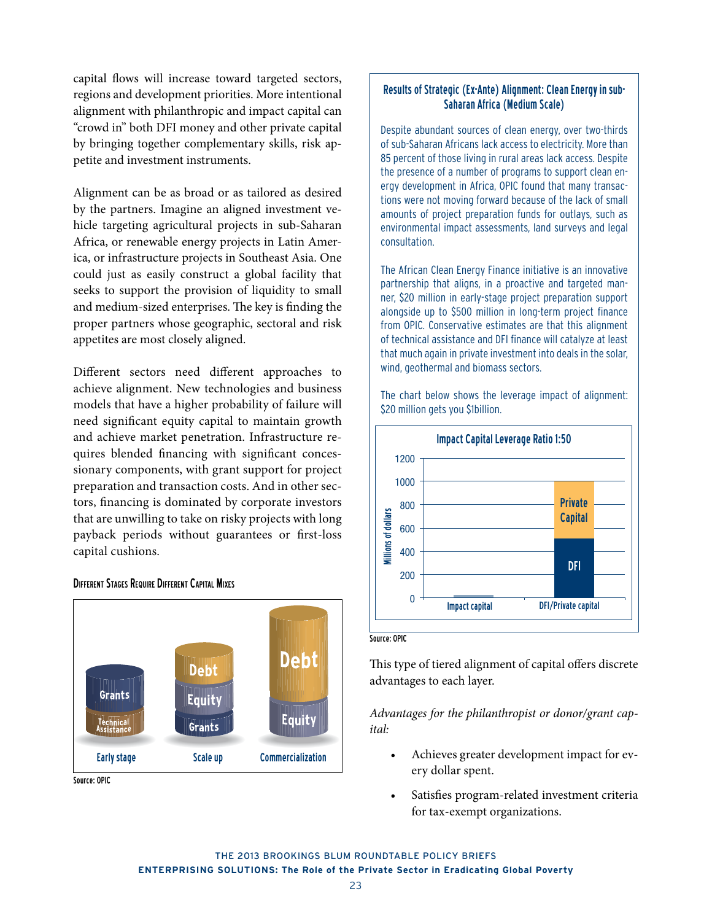capital flows will increase toward targeted sectors, regions and development priorities. More intentional alignment with philanthropic and impact capital can "crowd in" both DFI money and other private capital by bringing together complementary skills, risk appetite and investment instruments.

Alignment can be as broad or as tailored as desired by the partners. Imagine an aligned investment vehicle targeting agricultural projects in sub-Saharan Africa, or renewable energy projects in Latin America, or infrastructure projects in Southeast Asia. One could just as easily construct a global facility that seeks to support the provision of liquidity to small and medium-sized enterprises. The key is finding the proper partners whose geographic, sectoral and risk appetites are most closely aligned.

Different sectors need different approaches to achieve alignment. New technologies and business models that have a higher probability of failure will need significant equity capital to maintain growth and achieve market penetration. Infrastructure requires blended financing with significant concessionary components, with grant support for project preparation and transaction costs. And in other sectors, financing is dominated by corporate investors that are unwilling to take on risky projects with long payback periods without guarantees or first-loss capital cushions.

**Different Stages Require Different Capital Mixes**

| Early stage | Scale up | Commercialization |
|---|---|---|
| Grants | Debt | Debt |
| Technical Assistance | Equity | Equity |
| | Grants | |

Source: OPIC

### Results of Strategic (Ex-Ante) Alignment: Clean Energy in sub-Saharan Africa (Medium Scale)

Despite abundant sources of clean energy, over two-thirds of sub-Saharan Africans lack access to electricity. More than 85 percent of those living in rural areas lack access. Despite the presence of a number of programs to support clean energy development in Africa, OPIC found that many transactions were not moving forward because of the lack of small amounts of project preparation funds for outlays, such as environmental impact assessments, land surveys and legal consultation.

The African Clean Energy Finance initiative is an innovative partnership that aligns, in a proactive and targeted manner, $20 million in early-stage project preparation support alongside up to $500 million in long-term project finance from OPIC. Conservative estimates are that this alignment of technical assistance and DFI finance will catalyze at least that much again in private investment into deals in the solar, wind, geothermal and biomass sectors.

The chart below shows the leverage impact of alignment: $20 million gets you $1billion.

**Impact Capital Leverage Ratio 1:50**

| Millions of dollars | Impact capital | DFI/Private capital |
|---|---|---|
| Impact capital | 20 | |
| DFI | | 500 |
| Private Capital | | 500 |

Source: OPIC

This type of tiered alignment of capital offers discrete advantages to each layer.

*Advantages for the philanthropist or donor/grant capital:*

- Achieves greater development impact for every dollar spent.
- Satisfies program-related investment criteria for tax-exempt organizations.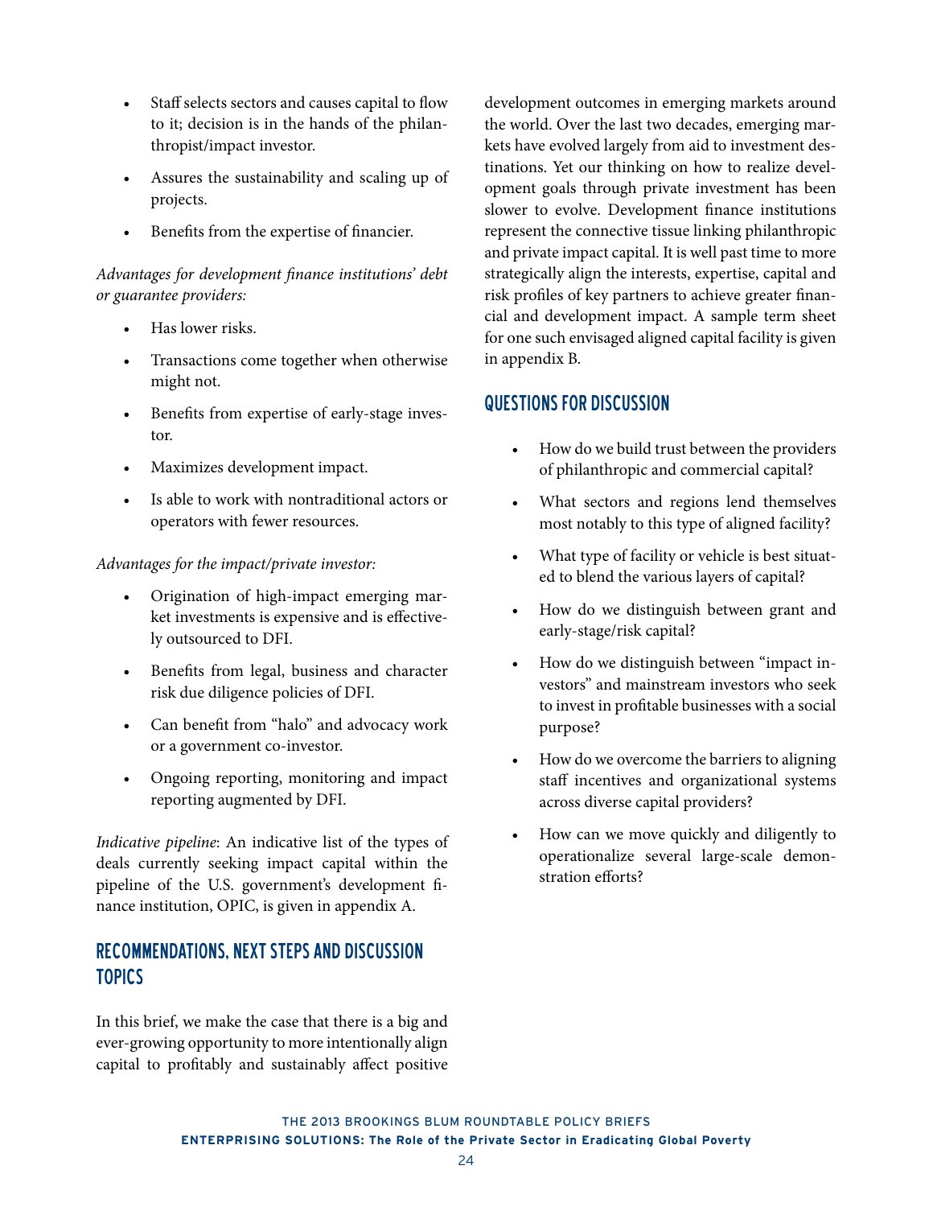- Staff selects sectors and causes capital to flow to it; decision is in the hands of the philanthropist/impact investor.
- Assures the sustainability and scaling up of projects.
- Benefits from the expertise of financier.

*Advantages for development finance institutions' debt or guarantee providers:*

- Has lower risks.
- Transactions come together when otherwise might not.
- Benefits from expertise of early-stage investor.
- Maximizes development impact.
- Is able to work with nontraditional actors or operators with fewer resources.

*Advantages for the impact/private investor:*

- Origination of high-impact emerging market investments is expensive and is effectively outsourced to DFI.
- Benefits from legal, business and character risk due diligence policies of DFI.
- Can benefit from "halo" and advocacy work or a government co-investor.
- Ongoing reporting, monitoring and impact reporting augmented by DFI.

*Indicative pipeline*: An indicative list of the types of deals currently seeking impact capital within the pipeline of the U.S. government's development finance institution, OPIC, is given in appendix A.

## RECOMMENDATIONS, NEXT STEPS AND DISCUSSION TOPICS

In this brief, we make the case that there is a big and ever-growing opportunity to more intentionally align capital to profitably and sustainably affect positive development outcomes in emerging markets around the world. Over the last two decades, emerging markets have evolved largely from aid to investment destinations. Yet our thinking on how to realize development goals through private investment has been slower to evolve. Development finance institutions represent the connective tissue linking philanthropic and private impact capital. It is well past time to more strategically align the interests, expertise, capital and risk profiles of key partners to achieve greater financial and development impact. A sample term sheet for one such envisaged aligned capital facility is given in appendix B.

## QUESTIONS FOR DISCUSSION

- How do we build trust between the providers of philanthropic and commercial capital?
- What sectors and regions lend themselves most notably to this type of aligned facility?
- What type of facility or vehicle is best situated to blend the various layers of capital?
- How do we distinguish between grant and early-stage/risk capital?
- How do we distinguish between "impact investors" and mainstream investors who seek to invest in profitable businesses with a social purpose?
- How do we overcome the barriers to aligning staff incentives and organizational systems across diverse capital providers?
- How can we move quickly and diligently to operationalize several large-scale demonstration efforts?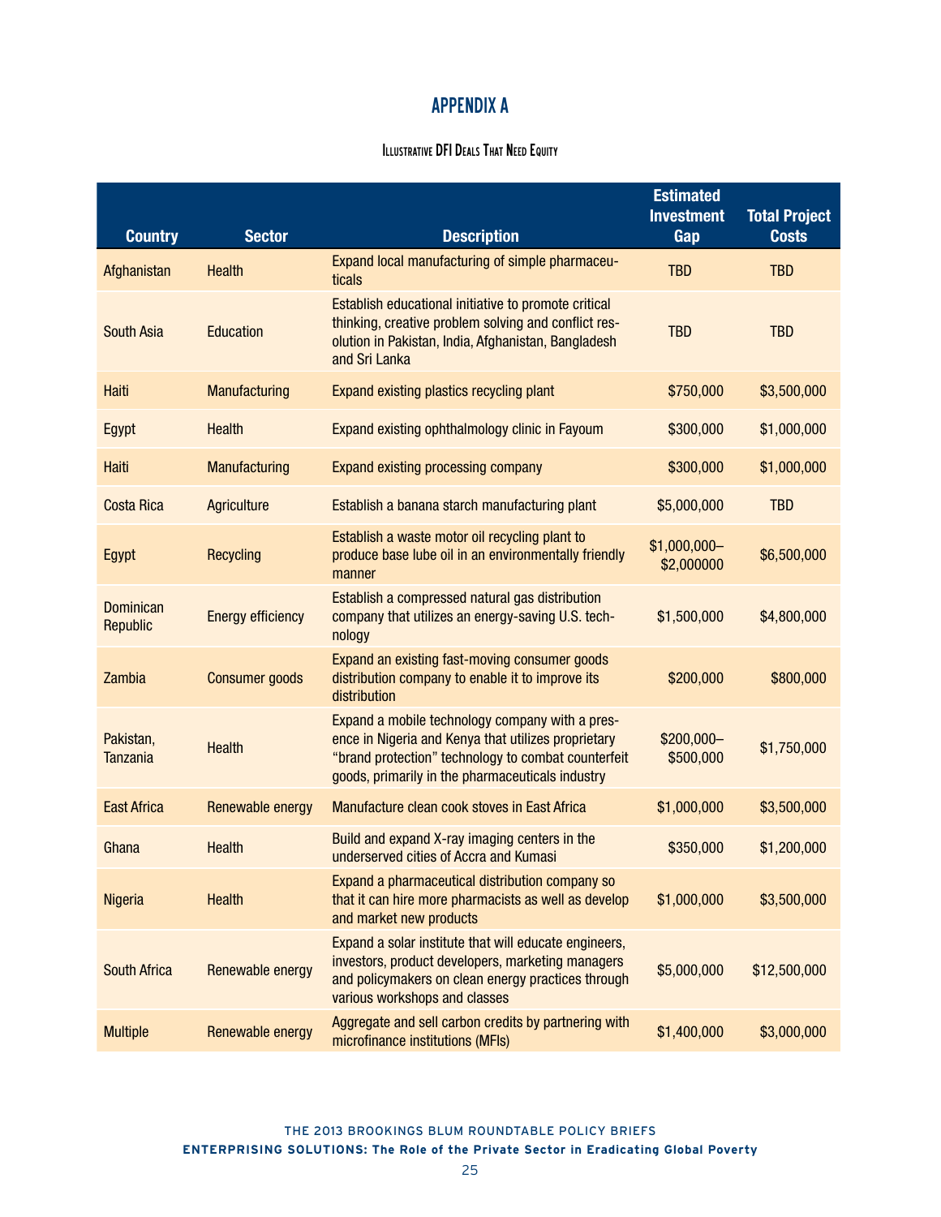# APPENDIX A

### Illustrative DFI Deals That Need Equity

| Country | Sector | Description | Estimated Investment Gap | Total Project Costs |
|---|---|---|---|---|
| Afghanistan | Health | Expand local manufacturing of simple pharmaceuticals | TBD | TBD |
| South Asia | Education | Establish educational initiative to promote critical thinking, creative problem solving and conflict resolution in Pakistan, India, Afghanistan, Bangladesh and Sri Lanka | TBD | TBD |
| Haiti | Manufacturing | Expand existing plastics recycling plant | $750,000 | $3,500,000 |
| Egypt | Health | Expand existing ophthalmology clinic in Fayoum | $300,000 | $1,000,000 |
| Haiti | Manufacturing | Expand existing processing company | $300,000 | $1,000,000 |
| Costa Rica | Agriculture | Establish a banana starch manufacturing plant | $5,000,000 | TBD |
| Egypt | Recycling | Establish a waste motor oil recycling plant to produce base lube oil in an environmentally friendly manner | $1,000,000–$2,000000 | $6,500,000 |
| Dominican Republic | Energy efficiency | Establish a compressed natural gas distribution company that utilizes an energy-saving U.S. technology | $1,500,000 | $4,800,000 |
| Zambia | Consumer goods | Expand an existing fast-moving consumer goods distribution company to enable it to improve its distribution | $200,000 | $800,000 |
| Pakistan, Tanzania | Health | Expand a mobile technology company with a presence in Nigeria and Kenya that utilizes proprietary "brand protection" technology to combat counterfeit goods, primarily in the pharmaceuticals industry | $200,000–$500,000 | $1,750,000 |
| East Africa | Renewable energy | Manufacture clean cook stoves in East Africa | $1,000,000 | $3,500,000 |
| Ghana | Health | Build and expand X-ray imaging centers in the underserved cities of Accra and Kumasi | $350,000 | $1,200,000 |
| Nigeria | Health | Expand a pharmaceutical distribution company so that it can hire more pharmacists as well as develop and market new products | $1,000,000 | $3,500,000 |
| South Africa | Renewable energy | Expand a solar institute that will educate engineers, investors, product developers, marketing managers and policymakers on clean energy practices through various workshops and classes | $5,000,000 | $12,500,000 |
| Multiple | Renewable energy | Aggregate and sell carbon credits by partnering with microfinance institutions (MFIs) | $1,400,000 | $3,000,000 |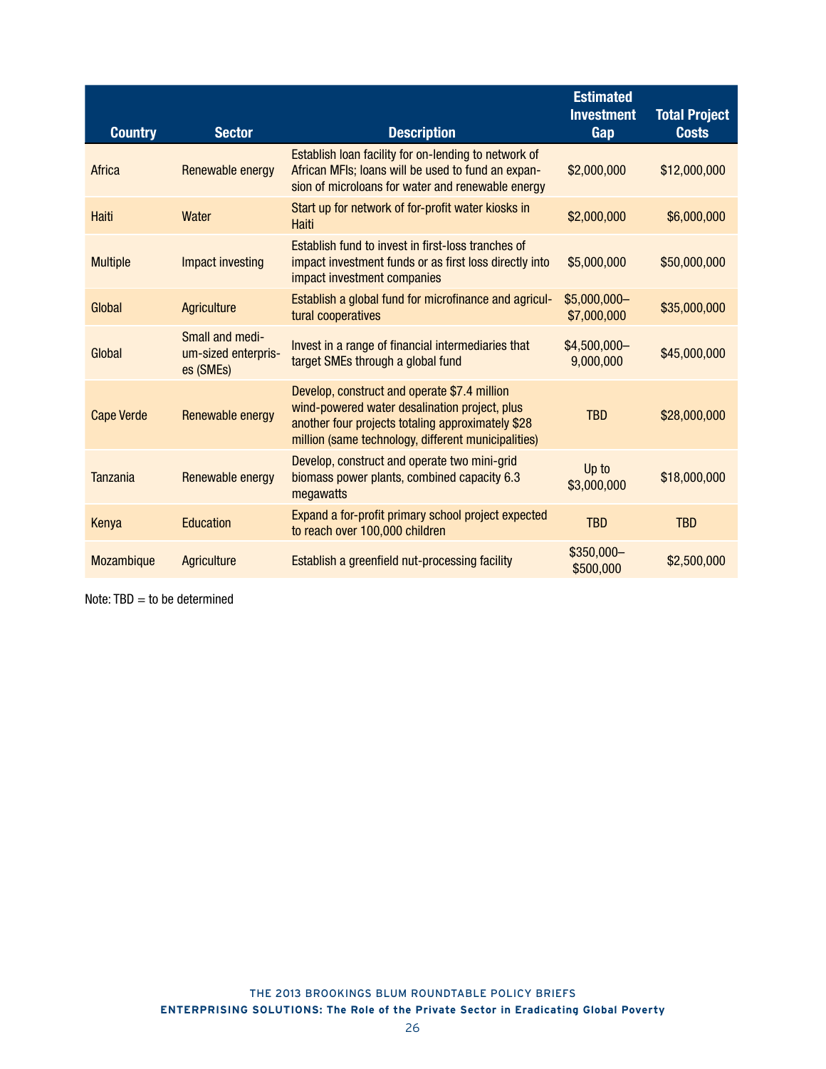| Country | Sector | Description | Estimated Investment Gap | Total Project Costs |
|---|---|---|---|---|
| Africa | Renewable energy | Establish loan facility for on-lending to network of African MFIs; loans will be used to fund an expansion of microloans for water and renewable energy | $2,000,000 | $12,000,000 |
| Haiti | Water | Start up for network of for-profit water kiosks in Haiti | $2,000,000 | $6,000,000 |
| Multiple | Impact investing | Establish fund to invest in first-loss tranches of impact investment funds or as first loss directly into impact investment companies | $5,000,000 | $50,000,000 |
| Global | Agriculture | Establish a global fund for microfinance and agricultural cooperatives | $5,000,000–$7,000,000 | $35,000,000 |
| Global | Small and medium-sized enterprises (SMEs) | Invest in a range of financial intermediaries that target SMEs through a global fund | $4,500,000–9,000,000 | $45,000,000 |
| Cape Verde | Renewable energy | Develop, construct and operate $7.4 million wind-powered water desalination project, plus another four projects totaling approximately $28 million (same technology, different municipalities) | TBD | $28,000,000 |
| Tanzania | Renewable energy | Develop, construct and operate two mini-grid biomass power plants, combined capacity 6.3 megawatts | Up to $3,000,000 | $18,000,000 |
| Kenya | Education | Expand a for-profit primary school project expected to reach over 100,000 children | TBD | TBD |
| Mozambique | Agriculture | Establish a greenfield nut-processing facility | $350,000–$500,000 | $2,500,000 |

Note: TBD = to be determined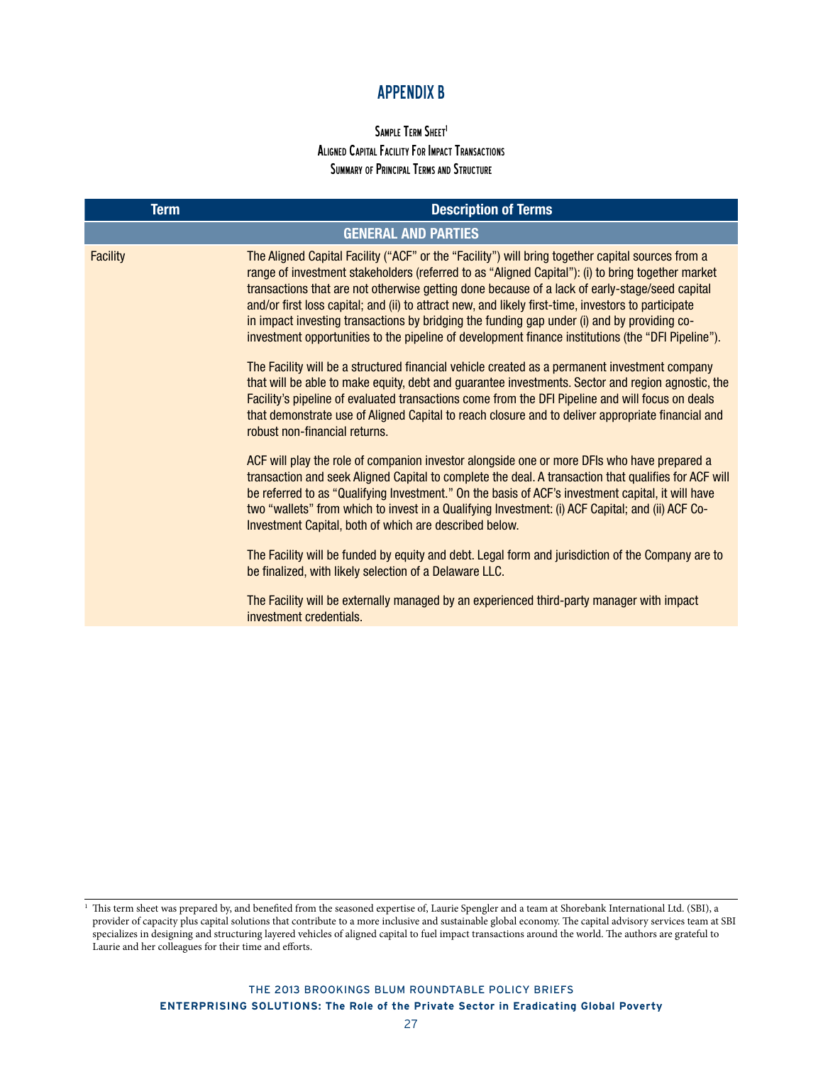# APPENDIX B

**Sample Term Sheet[1]**
**Aligned Capital Facility For Impact Transactions**
**Summary of Principal Terms and Structure**

| Term | Description of Terms |
| --- | --- |
| **GENERAL AND PARTIES** | |
| Facility | The Aligned Capital Facility ("ACF" or the "Facility") will bring together capital sources from a range of investment stakeholders (referred to as "Aligned Capital"): (i) to bring together market transactions that are not otherwise getting done because of a lack of early-stage/seed capital and/or first loss capital; and (ii) to attract new, and likely first-time, investors to participate in impact investing transactions by bridging the funding gap under (i) and by providing co-investment opportunities to the pipeline of development finance institutions (the "DFI Pipeline").<br><br>The Facility will be a structured financial vehicle created as a permanent investment company that will be able to make equity, debt and guarantee investments. Sector and region agnostic, the Facility's pipeline of evaluated transactions come from the DFI Pipeline and will focus on deals that demonstrate use of Aligned Capital to reach closure and to deliver appropriate financial and robust non-financial returns.<br><br>ACF will play the role of companion investor alongside one or more DFIs who have prepared a transaction and seek Aligned Capital to complete the deal. A transaction that qualifies for ACF will be referred to as "Qualifying Investment." On the basis of ACF's investment capital, it will have two "wallets" from which to invest in a Qualifying Investment: (i) ACF Capital; and (ii) ACF Co-Investment Capital, both of which are described below.<br><br>The Facility will be funded by equity and debt. Legal form and jurisdiction of the Company are to be finalized, with likely selection of a Delaware LLC.<br><br>The Facility will be externally managed by an experienced third-party manager with impact investment credentials. |

[1] This term sheet was prepared by, and benefited from the seasoned expertise of, Laurie Spengler and a team at Shorebank International Ltd. (SBI), a provider of capacity plus capital solutions that contribute to a more inclusive and sustainable global economy. The capital advisory services team at SBI specializes in designing and structuring layered vehicles of aligned capital to fuel impact transactions around the world. The authors are grateful to Laurie and her colleagues for their time and efforts.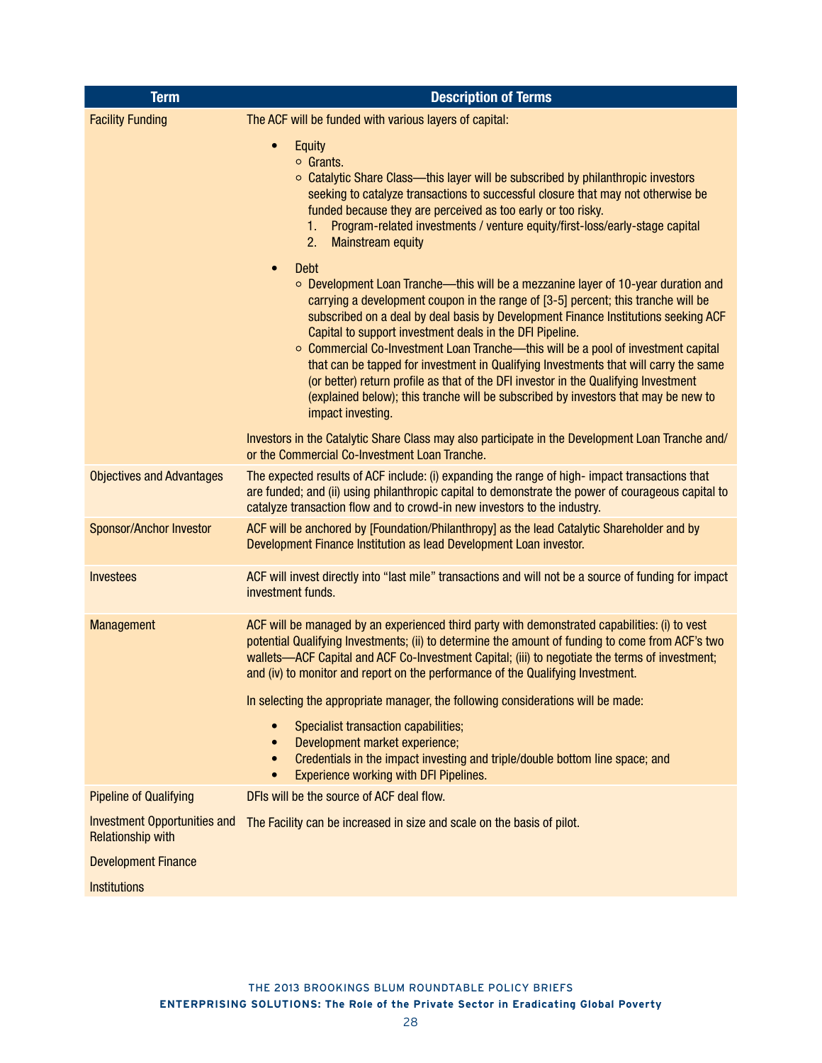| Term | Description of Terms |
|---|---|
| Facility Funding | The ACF will be funded with various layers of capital:<br><br>• Equity<br>&nbsp;&nbsp;○ Grants.<br>&nbsp;&nbsp;○ Catalytic Share Class—this layer will be subscribed by philanthropic investors seeking to catalyze transactions to successful closure that may not otherwise be funded because they are perceived as too early or too risky.<br>&nbsp;&nbsp;&nbsp;&nbsp;1. Program-related investments / venture equity/first-loss/early-stage capital<br>&nbsp;&nbsp;&nbsp;&nbsp;2. Mainstream equity<br><br>• Debt<br>&nbsp;&nbsp;○ Development Loan Tranche—this will be a mezzanine layer of 10-year duration and carrying a development coupon in the range of [3-5] percent; this tranche will be subscribed on a deal by deal basis by Development Finance Institutions seeking ACF Capital to support investment deals in the DFI Pipeline.<br>&nbsp;&nbsp;○ Commercial Co-Investment Loan Tranche—this will be a pool of investment capital that can be tapped for investment in Qualifying Investments that will carry the same (or better) return profile as that of the DFI investor in the Qualifying Investment (explained below); this tranche will be subscribed by investors that may be new to impact investing.<br><br>Investors in the Catalytic Share Class may also participate in the Development Loan Tranche and/or the Commercial Co-Investment Loan Tranche. |
| Objectives and Advantages | The expected results of ACF include: (i) expanding the range of high- impact transactions that are funded; and (ii) using philanthropic capital to demonstrate the power of courageous capital to catalyze transaction flow and to crowd-in new investors to the industry. |
| Sponsor/Anchor Investor | ACF will be anchored by [Foundation/Philanthropy] as the lead Catalytic Shareholder and by Development Finance Institution as lead Development Loan investor. |
| Investees | ACF will invest directly into "last mile" transactions and will not be a source of funding for impact investment funds. |
| Management | ACF will be managed by an experienced third party with demonstrated capabilities: (i) to vest potential Qualifying Investments; (ii) to determine the amount of funding to come from ACF's two wallets—ACF Capital and ACF Co-Investment Capital; (iii) to negotiate the terms of investment; and (iv) to monitor and report on the performance of the Qualifying Investment.<br><br>In selecting the appropriate manager, the following considerations will be made:<br><br>• Specialist transaction capabilities;<br>• Development market experience;<br>• Credentials in the impact investing and triple/double bottom line space; and<br>• Experience working with DFI Pipelines. |
| Pipeline of Qualifying Investment Opportunities and Relationship with Development Finance Institutions | DFIs will be the source of ACF deal flow.<br><br>The Facility can be increased in size and scale on the basis of pilot. |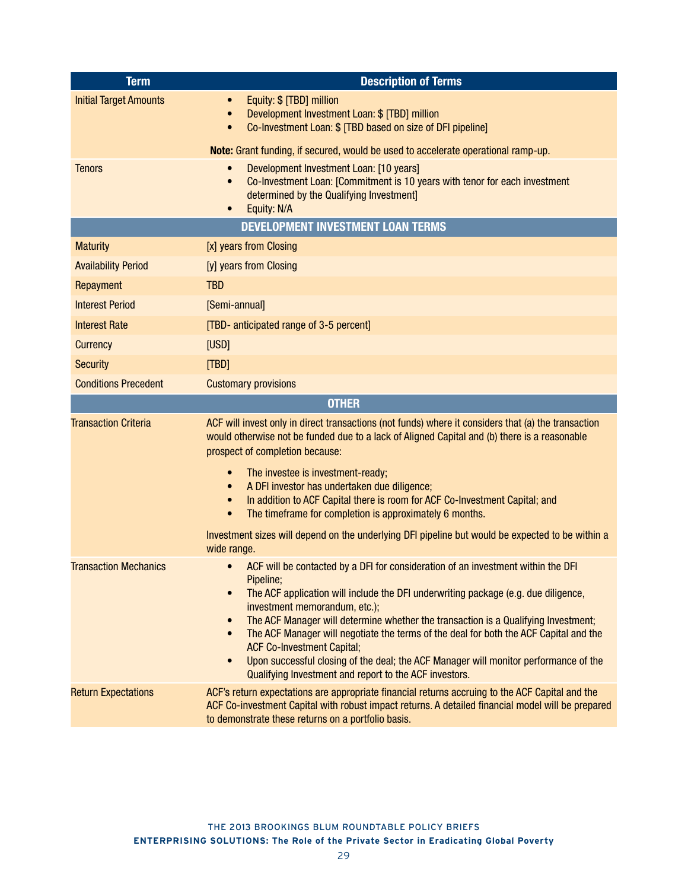| Term | Description of Terms |
|---|---|
| Initial Target Amounts | • Equity: $ [TBD] million<br>• Development Investment Loan: $ [TBD] million<br>• Co-Investment Loan: $ [TBD based on size of DFI pipeline]<br><br>**Note:** Grant funding, if secured, would be used to accelerate operational ramp-up. |
| Tenors | • Development Investment Loan: [10 years]<br>• Co-Investment Loan: [Commitment is 10 years with tenor for each investment determined by the Qualifying Investment]<br>• Equity: N/A |
| **DEVELOPMENT INVESTMENT LOAN TERMS** | |
| Maturity | [x] years from Closing |
| Availability Period | [y] years from Closing |
| Repayment | TBD |
| Interest Period | [Semi-annual] |
| Interest Rate | [TBD- anticipated range of 3-5 percent] |
| Currency | [USD] |
| Security | [TBD] |
| Conditions Precedent | Customary provisions |
| **OTHER** | |
| Transaction Criteria | ACF will invest only in direct transactions (not funds) where it considers that (a) the transaction would otherwise not be funded due to a lack of Aligned Capital and (b) there is a reasonable prospect of completion because:<br><br>• The investee is investment-ready;<br>• A DFI investor has undertaken due diligence;<br>• In addition to ACF Capital there is room for ACF Co-Investment Capital; and<br>• The timeframe for completion is approximately 6 months.<br><br>Investment sizes will depend on the underlying DFI pipeline but would be expected to be within a wide range. |
| Transaction Mechanics | • ACF will be contacted by a DFI for consideration of an investment within the DFI Pipeline;<br>• The ACF application will include the DFI underwriting package (e.g. due diligence, investment memorandum, etc.);<br>• The ACF Manager will determine whether the transaction is a Qualifying Investment;<br>• The ACF Manager will negotiate the terms of the deal for both the ACF Capital and the ACF Co-Investment Capital;<br>• Upon successful closing of the deal; the ACF Manager will monitor performance of the Qualifying Investment and report to the ACF investors. |
| Return Expectations | ACF's return expectations are appropriate financial returns accruing to the ACF Capital and the ACF Co-investment Capital with robust impact returns. A detailed financial model will be prepared to demonstrate these returns on a portfolio basis. |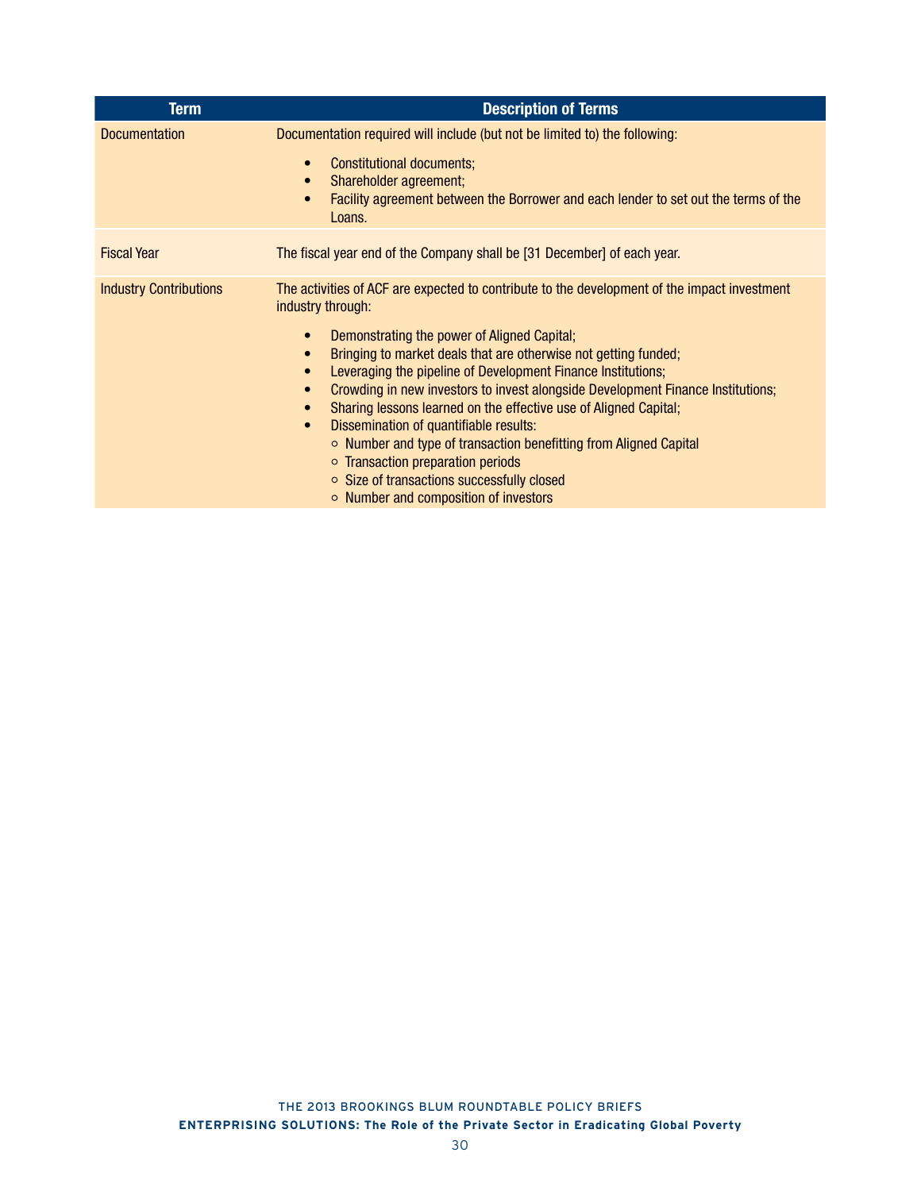| Term | Description of Terms |
| --- | --- |
| Documentation | Documentation required will include (but not be limited to) the following:<br><br>• Constitutional documents;<br>• Shareholder agreement;<br>• Facility agreement between the Borrower and each lender to set out the terms of the Loans. |
| Fiscal Year | The fiscal year end of the Company shall be [31 December] of each year. |
| Industry Contributions | The activities of ACF are expected to contribute to the development of the impact investment industry through:<br><br>• Demonstrating the power of Aligned Capital;<br>• Bringing to market deals that are otherwise not getting funded;<br>• Leveraging the pipeline of Development Finance Institutions;<br>• Crowding in new investors to invest alongside Development Finance Institutions;<br>• Sharing lessons learned on the effective use of Aligned Capital;<br>• Dissemination of quantifiable results:<br>  ○ Number and type of transaction benefitting from Aligned Capital<br>  ○ Transaction preparation periods<br>  ○ Size of transactions successfully closed<br>  ○ Number and composition of investors |